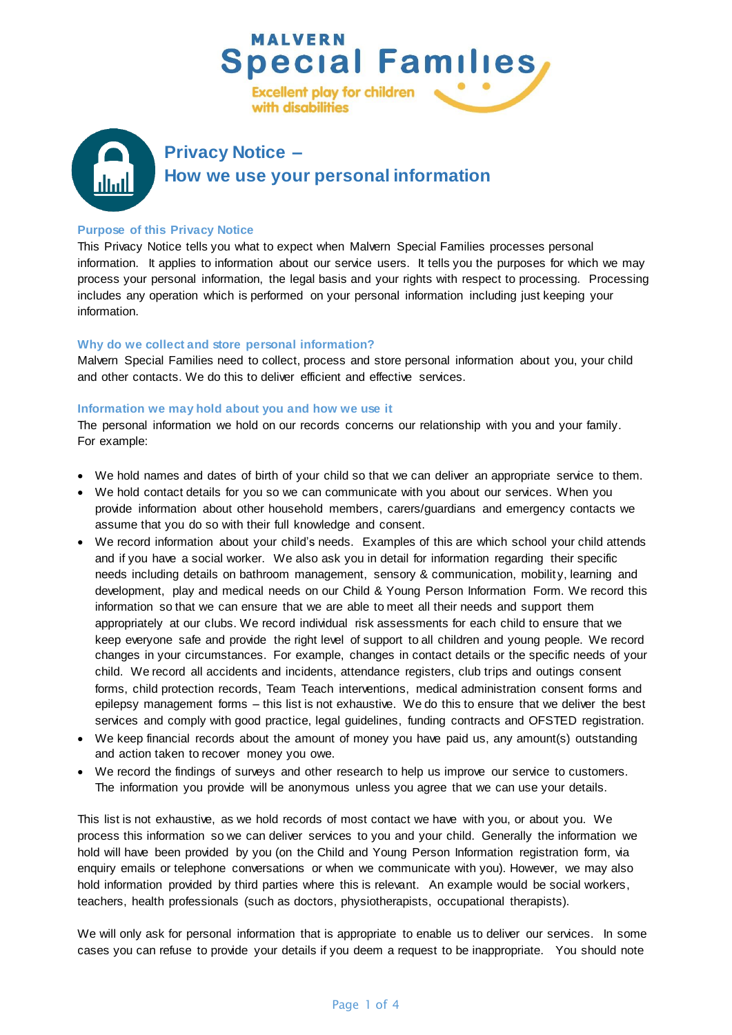MALVERN
Special Families
Excellent play for children with disabilities

# Privacy Notice – How we use your personal information

### Purpose of this Privacy Notice

This Privacy Notice tells you what to expect when Malvern Special Families processes personal information. It applies to information about our service users. It tells you the purposes for which we may process your personal information, the legal basis and your rights with respect to processing. Processing includes any operation which is performed on your personal information including just keeping your information.

### Why do we collect and store personal information?

Malvern Special Families need to collect, process and store personal information about you, your child and other contacts. We do this to deliver efficient and effective services.

### Information we may hold about you and how we use it

The personal information we hold on our records concerns our relationship with you and your family. For example:

- We hold names and dates of birth of your child so that we can deliver an appropriate service to them.
- We hold contact details for you so we can communicate with you about our services. When you provide information about other household members, carers/guardians and emergency contacts we assume that you do so with their full knowledge and consent.
- We record information about your child's needs. Examples of this are which school your child attends and if you have a social worker. We also ask you in detail for information regarding their specific needs including details on bathroom management, sensory & communication, mobility, learning and development, play and medical needs on our Child & Young Person Information Form. We record this information so that we can ensure that we are able to meet all their needs and support them appropriately at our clubs. We record individual risk assessments for each child to ensure that we keep everyone safe and provide the right level of support to all children and young people. We record changes in your circumstances. For example, changes in contact details or the specific needs of your child. We record all accidents and incidents, attendance registers, club trips and outings consent forms, child protection records, Team Teach interventions, medical administration consent forms and epilepsy management forms – this list is not exhaustive. We do this to ensure that we deliver the best services and comply with good practice, legal guidelines, funding contracts and OFSTED registration.
- We keep financial records about the amount of money you have paid us, any amount(s) outstanding and action taken to recover money you owe.
- We record the findings of surveys and other research to help us improve our service to customers. The information you provide will be anonymous unless you agree that we can use your details.

This list is not exhaustive, as we hold records of most contact we have with you, or about you. We process this information so we can deliver services to you and your child. Generally the information we hold will have been provided by you (on the Child and Young Person Information registration form, via enquiry emails or telephone conversations or when we communicate with you). However, we may also hold information provided by third parties where this is relevant. An example would be social workers, teachers, health professionals (such as doctors, physiotherapists, occupational therapists).

We will only ask for personal information that is appropriate to enable us to deliver our services. In some cases you can refuse to provide your details if you deem a request to be inappropriate. You should note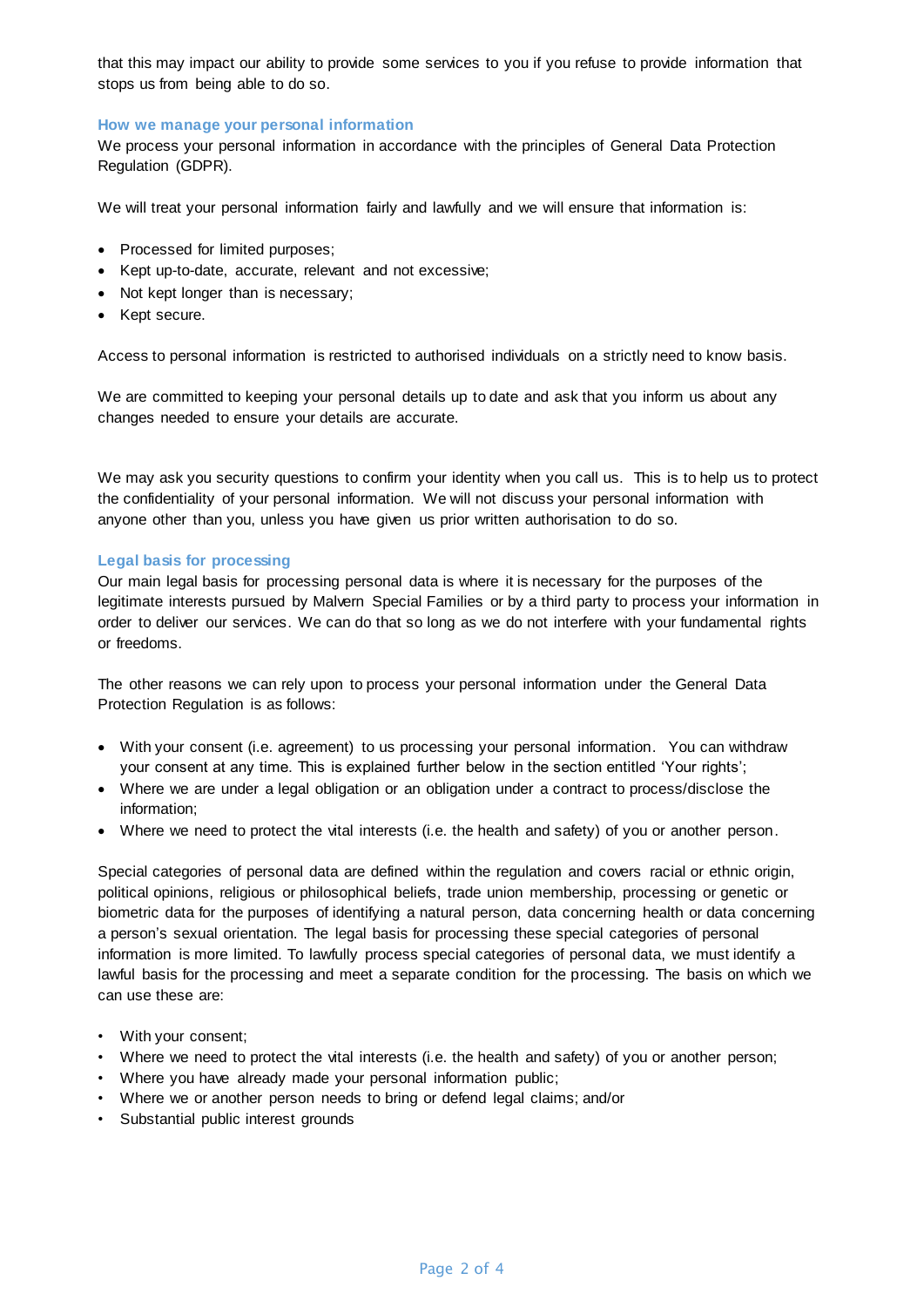that this may impact our ability to provide some services to you if you refuse to provide information that stops us from being able to do so.

### How we manage your personal information

We process your personal information in accordance with the principles of General Data Protection Regulation (GDPR).

We will treat your personal information fairly and lawfully and we will ensure that information is:

- Processed for limited purposes;
- Kept up-to-date, accurate, relevant and not excessive;
- Not kept longer than is necessary;
- Kept secure.

Access to personal information is restricted to authorised individuals on a strictly need to know basis.

We are committed to keeping your personal details up to date and ask that you inform us about any changes needed to ensure your details are accurate.

We may ask you security questions to confirm your identity when you call us. This is to help us to protect the confidentiality of your personal information. We will not discuss your personal information with anyone other than you, unless you have given us prior written authorisation to do so.

### Legal basis for processing

Our main legal basis for processing personal data is where it is necessary for the purposes of the legitimate interests pursued by Malvern Special Families or by a third party to process your information in order to deliver our services. We can do that so long as we do not interfere with your fundamental rights or freedoms.

The other reasons we can rely upon to process your personal information under the General Data Protection Regulation is as follows:

- With your consent (i.e. agreement) to us processing your personal information. You can withdraw your consent at any time. This is explained further below in the section entitled 'Your rights';
- Where we are under a legal obligation or an obligation under a contract to process/disclose the information;
- Where we need to protect the vital interests (i.e. the health and safety) of you or another person.

Special categories of personal data are defined within the regulation and covers racial or ethnic origin, political opinions, religious or philosophical beliefs, trade union membership, processing or genetic or biometric data for the purposes of identifying a natural person, data concerning health or data concerning a person's sexual orientation. The legal basis for processing these special categories of personal information is more limited. To lawfully process special categories of personal data, we must identify a lawful basis for the processing and meet a separate condition for the processing. The basis on which we can use these are:

- With your consent;
- Where we need to protect the vital interests (i.e. the health and safety) of you or another person;
- Where you have already made your personal information public;
- Where we or another person needs to bring or defend legal claims; and/or
- Substantial public interest grounds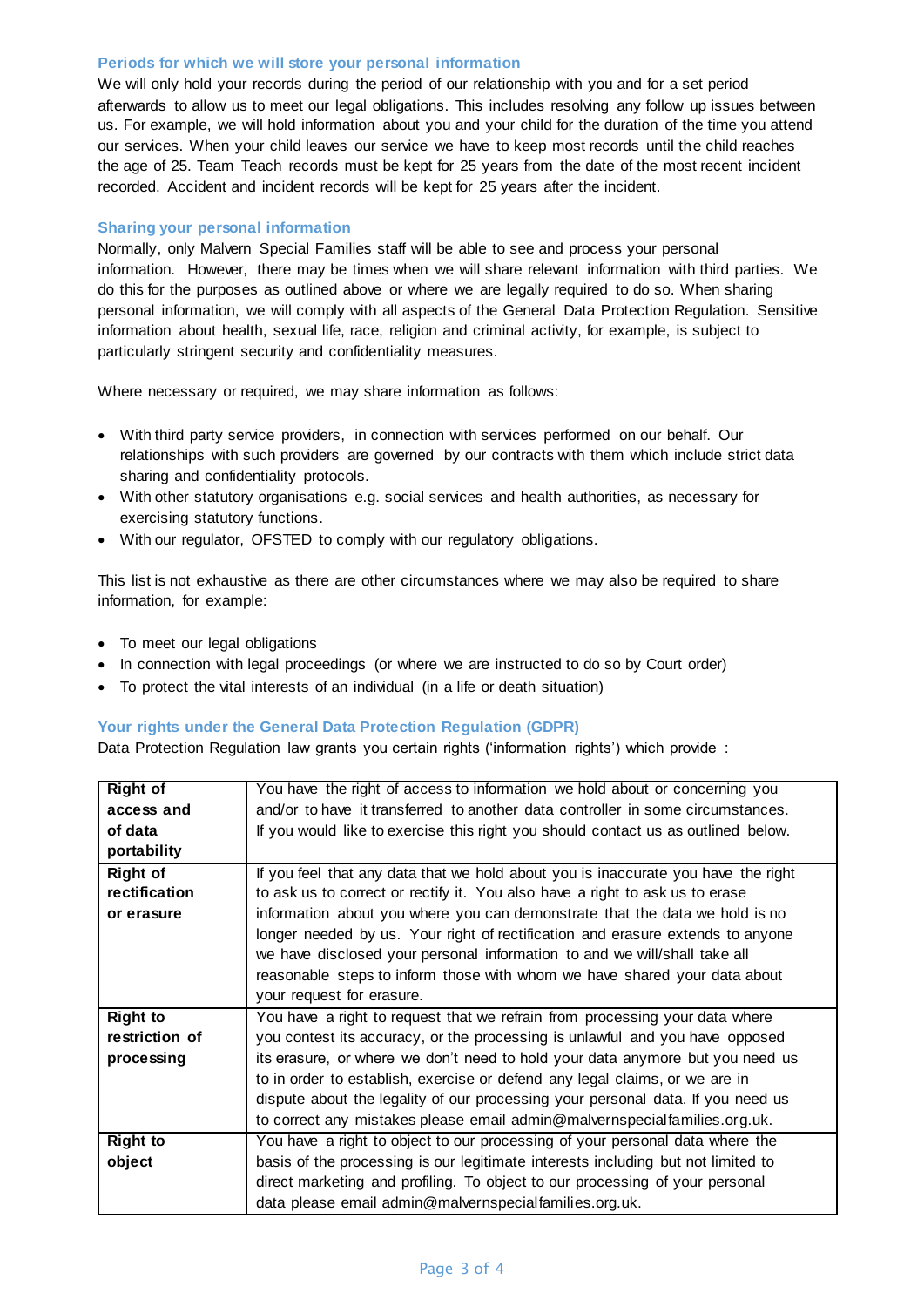### Periods for which we will store your personal information

We will only hold your records during the period of our relationship with you and for a set period afterwards to allow us to meet our legal obligations. This includes resolving any follow up issues between us. For example, we will hold information about you and your child for the duration of the time you attend our services. When your child leaves our service we have to keep most records until the child reaches the age of 25. Team Teach records must be kept for 25 years from the date of the most recent incident recorded. Accident and incident records will be kept for 25 years after the incident.

### Sharing your personal information

Normally, only Malvern Special Families staff will be able to see and process your personal information. However, there may be times when we will share relevant information with third parties. We do this for the purposes as outlined above or where we are legally required to do so. When sharing personal information, we will comply with all aspects of the General Data Protection Regulation. Sensitive information about health, sexual life, race, religion and criminal activity, for example, is subject to particularly stringent security and confidentiality measures.

Where necessary or required, we may share information as follows:

- With third party service providers, in connection with services performed on our behalf. Our relationships with such providers are governed by our contracts with them which include strict data sharing and confidentiality protocols.
- With other statutory organisations e.g. social services and health authorities, as necessary for exercising statutory functions.
- With our regulator, OFSTED to comply with our regulatory obligations.

This list is not exhaustive as there are other circumstances where we may also be required to share information, for example:

- To meet our legal obligations
- In connection with legal proceedings (or where we are instructed to do so by Court order)
- To protect the vital interests of an individual (in a life or death situation)

### Your rights under the General Data Protection Regulation (GDPR)

Data Protection Regulation law grants you certain rights ('information rights') which provide :

| | |
|---|---|
| **Right of access and of data portability** | You have the right of access to information we hold about or concerning you and/or to have it transferred to another data controller in some circumstances. If you would like to exercise this right you should contact us as outlined below. |
| **Right of rectification or erasure** | If you feel that any data that we hold about you is inaccurate you have the right to ask us to correct or rectify it. You also have a right to ask us to erase information about you where you can demonstrate that the data we hold is no longer needed by us. Your right of rectification and erasure extends to anyone we have disclosed your personal information to and we will/shall take all reasonable steps to inform those with whom we have shared your data about your request for erasure. |
| **Right to restriction of processing** | You have a right to request that we refrain from processing your data where you contest its accuracy, or the processing is unlawful and you have opposed its erasure, or where we don't need to hold your data anymore but you need us to in order to establish, exercise or defend any legal claims, or we are in dispute about the legality of our processing your personal data. If you need us to correct any mistakes please email admin@malvernspecialfamilies.org.uk. |
| **Right to object** | You have a right to object to our processing of your personal data where the basis of the processing is our legitimate interests including but not limited to direct marketing and profiling. To object to our processing of your personal data please email admin@malvernspecialfamilies.org.uk. |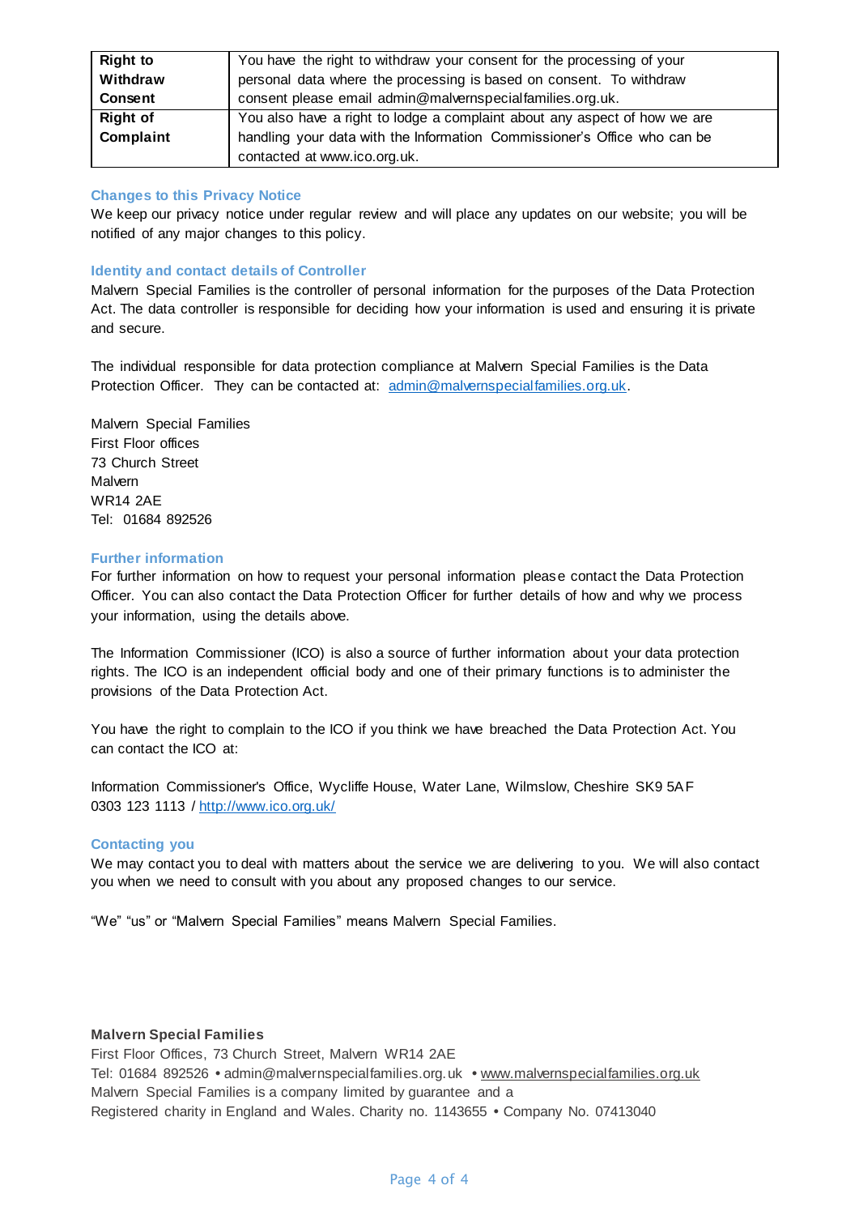| | |
|---|---|
| **Right to Withdraw Consent** | You have the right to withdraw your consent for the processing of your personal data where the processing is based on consent. To withdraw consent please email admin@malvernspecialfamilies.org.uk. |
| **Right of Complaint** | You also have a right to lodge a complaint about any aspect of how we are handling your data with the Information Commissioner's Office who can be contacted at www.ico.org.uk. |

### Changes to this Privacy Notice

We keep our privacy notice under regular review and will place any updates on our website; you will be notified of any major changes to this policy.

### Identity and contact details of Controller

Malvern Special Families is the controller of personal information for the purposes of the Data Protection Act. The data controller is responsible for deciding how your information is used and ensuring it is private and secure.

The individual responsible for data protection compliance at Malvern Special Families is the Data Protection Officer. They can be contacted at: admin@malvernspecialfamilies.org.uk.

Malvern Special Families
First Floor offices
73 Church Street
Malvern
WR14 2AE
Tel: 01684 892526

### Further information

For further information on how to request your personal information please contact the Data Protection Officer. You can also contact the Data Protection Officer for further details of how and why we process your information, using the details above.

The Information Commissioner (ICO) is also a source of further information about your data protection rights. The ICO is an independent official body and one of their primary functions is to administer the provisions of the Data Protection Act.

You have the right to complain to the ICO if you think we have breached the Data Protection Act. You can contact the ICO at:

Information Commissioner's Office, Wycliffe House, Water Lane, Wilmslow, Cheshire SK9 5AF
0303 123 1113 / http://www.ico.org.uk/

### Contacting you

We may contact you to deal with matters about the service we are delivering to you. We will also contact you when we need to consult with you about any proposed changes to our service.

"We" "us" or "Malvern Special Families" means Malvern Special Families.

**Malvern Special Families**
First Floor Offices, 73 Church Street, Malvern WR14 2AE
Tel: 01684 892526 • admin@malvernspecialfamilies.org.uk • www.malvernspecialfamilies.org.uk
Malvern Special Families is a company limited by guarantee and a
Registered charity in England and Wales. Charity no. 1143655 • Company No. 07413040